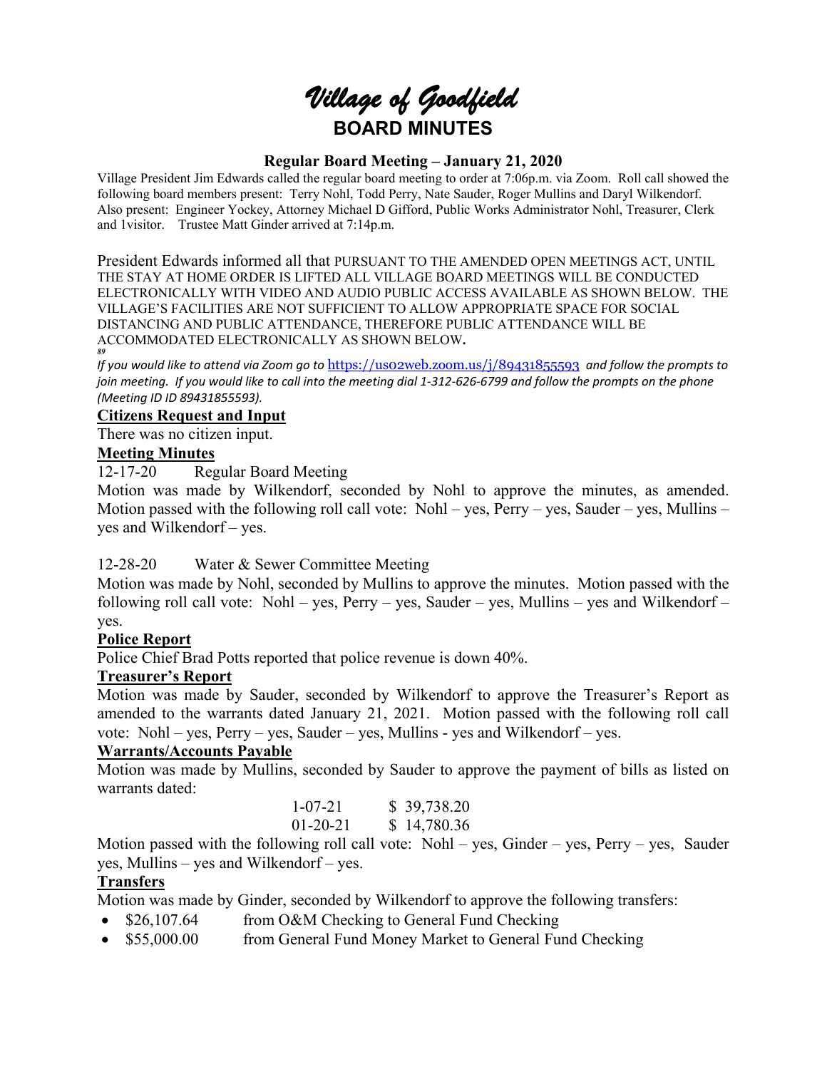# *Village of Goodfield*

## BOARD MINUTES

### Regular Board Meeting – January 21, 2020

Village President Jim Edwards called the regular board meeting to order at 7:06p.m. via Zoom. Roll call showed the following board members present: Terry Nohl, Todd Perry, Nate Sauder, Roger Mullins and Daryl Wilkendorf. Also present: Engineer Yockey, Attorney Michael D Gifford, Public Works Administrator Nohl, Treasurer, Clerk and 1visitor. Trustee Matt Ginder arrived at 7:14p.m.

President Edwards informed all that PURSUANT TO THE AMENDED OPEN MEETINGS ACT, UNTIL THE STAY AT HOME ORDER IS LIFTED ALL VILLAGE BOARD MEETINGS WILL BE CONDUCTED ELECTRONICALLY WITH VIDEO AND AUDIO PUBLIC ACCESS AVAILABLE AS SHOWN BELOW. THE VILLAGE'S FACILITIES ARE NOT SUFFICIENT TO ALLOW APPROPRIATE SPACE FOR SOCIAL DISTANCING AND PUBLIC ATTENDANCE, THEREFORE PUBLIC ATTENDANCE WILL BE ACCOMMODATED ELECTRONICALLY AS SHOWN BELOW.

*If you would like to attend via Zoom go to* https://us02web.zoom.us/j/89431855593 *and follow the prompts to join meeting. If you would like to call into the meeting dial 1-312-626-6799 and follow the prompts on the phone (Meeting ID ID 89431855593).*

**Citizens Request and Input**

There was no citizen input.

**Meeting Minutes**

12-17-20 Regular Board Meeting

Motion was made by Wilkendorf, seconded by Nohl to approve the minutes, as amended. Motion passed with the following roll call vote: Nohl – yes, Perry – yes, Sauder – yes, Mullins – yes and Wilkendorf – yes.

12-28-20 Water & Sewer Committee Meeting

Motion was made by Nohl, seconded by Mullins to approve the minutes. Motion passed with the following roll call vote: Nohl – yes, Perry – yes, Sauder – yes, Mullins – yes and Wilkendorf – yes.

**Police Report**

Police Chief Brad Potts reported that police revenue is down 40%.

**Treasurer's Report**

Motion was made by Sauder, seconded by Wilkendorf to approve the Treasurer's Report as amended to the warrants dated January 21, 2021. Motion passed with the following roll call vote: Nohl – yes, Perry – yes, Sauder – yes, Mullins - yes and Wilkendorf – yes.

**Warrants/Accounts Payable**

Motion was made by Mullins, seconded by Sauder to approve the payment of bills as listed on warrants dated:

1-07-21 $ 39,738.20
01-20-21 $ 14,780.36

Motion passed with the following roll call vote: Nohl – yes, Ginder – yes, Perry – yes, Sauder yes, Mullins – yes and Wilkendorf – yes.

**Transfers**

Motion was made by Ginder, seconded by Wilkendorf to approve the following transfers:

- $26,107.64 from O&M Checking to General Fund Checking
- $55,000.00 from General Fund Money Market to General Fund Checking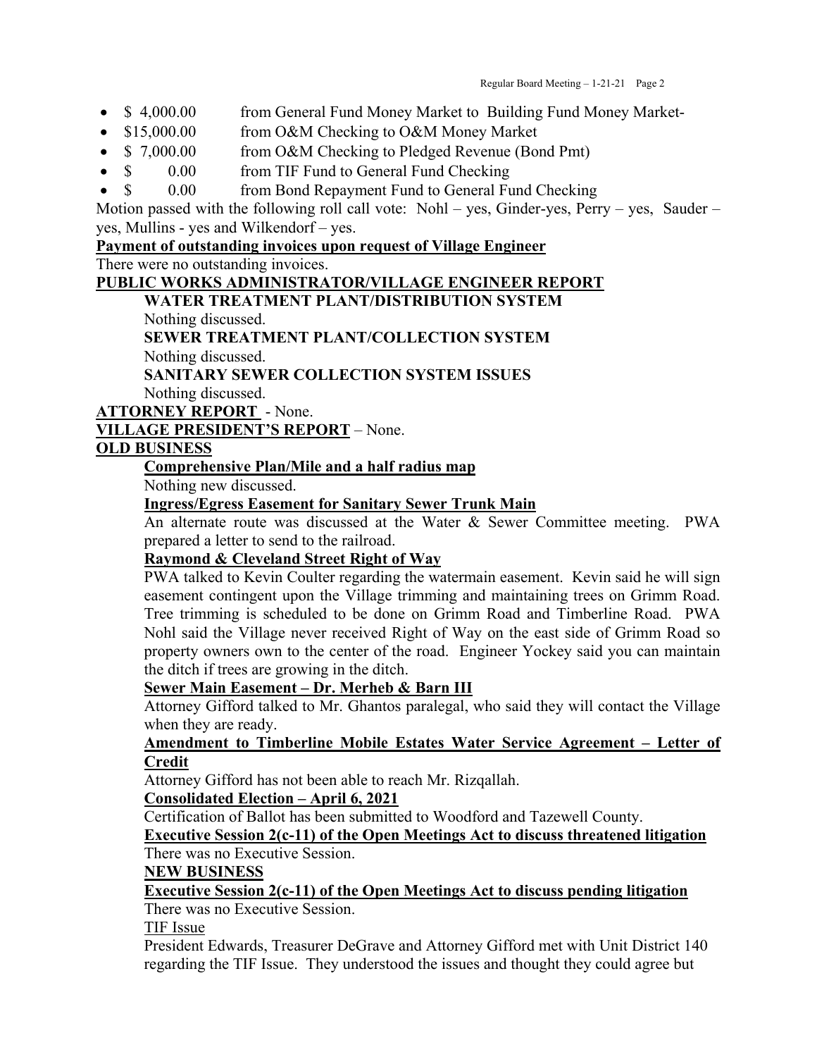- $ 4,000.00 from General Fund Money Market to Building Fund Money Market-
- $15,000.00 from O&M Checking to O&M Money Market
- $ 7,000.00 from O&M Checking to Pledged Revenue (Bond Pmt)
- $ 0.00 from TIF Fund to General Fund Checking
- $ 0.00 from Bond Repayment Fund to General Fund Checking

Motion passed with the following roll call vote: Nohl – yes, Ginder-yes, Perry – yes, Sauder – yes, Mullins - yes and Wilkendorf – yes.

**Payment of outstanding invoices upon request of Village Engineer**

There were no outstanding invoices.

**PUBLIC WORKS ADMINISTRATOR/VILLAGE ENGINEER REPORT**

**WATER TREATMENT PLANT/DISTRIBUTION SYSTEM**

Nothing discussed.

**SEWER TREATMENT PLANT/COLLECTION SYSTEM**

Nothing discussed.

**SANITARY SEWER COLLECTION SYSTEM ISSUES**

Nothing discussed.

**ATTORNEY REPORT** - None.

**VILLAGE PRESIDENT'S REPORT** – None.

**OLD BUSINESS**

**Comprehensive Plan/Mile and a half radius map**

Nothing new discussed.

**Ingress/Egress Easement for Sanitary Sewer Trunk Main**

An alternate route was discussed at the Water & Sewer Committee meeting. PWA prepared a letter to send to the railroad.

**Raymond & Cleveland Street Right of Way**

PWA talked to Kevin Coulter regarding the watermain easement. Kevin said he will sign easement contingent upon the Village trimming and maintaining trees on Grimm Road. Tree trimming is scheduled to be done on Grimm Road and Timberline Road. PWA Nohl said the Village never received Right of Way on the east side of Grimm Road so property owners own to the center of the road. Engineer Yockey said you can maintain the ditch if trees are growing in the ditch.

**Sewer Main Easement – Dr. Merheb & Barn III**

Attorney Gifford talked to Mr. Ghantos paralegal, who said they will contact the Village when they are ready.

**Amendment to Timberline Mobile Estates Water Service Agreement – Letter of Credit**

Attorney Gifford has not been able to reach Mr. Rizqallah.

**Consolidated Election – April 6, 2021**

Certification of Ballot has been submitted to Woodford and Tazewell County.

**Executive Session 2(c-11) of the Open Meetings Act to discuss threatened litigation**

There was no Executive Session.

**NEW BUSINESS**

**Executive Session 2(c-11) of the Open Meetings Act to discuss pending litigation**

There was no Executive Session.

TIF Issue

President Edwards, Treasurer DeGrave and Attorney Gifford met with Unit District 140 regarding the TIF Issue. They understood the issues and thought they could agree but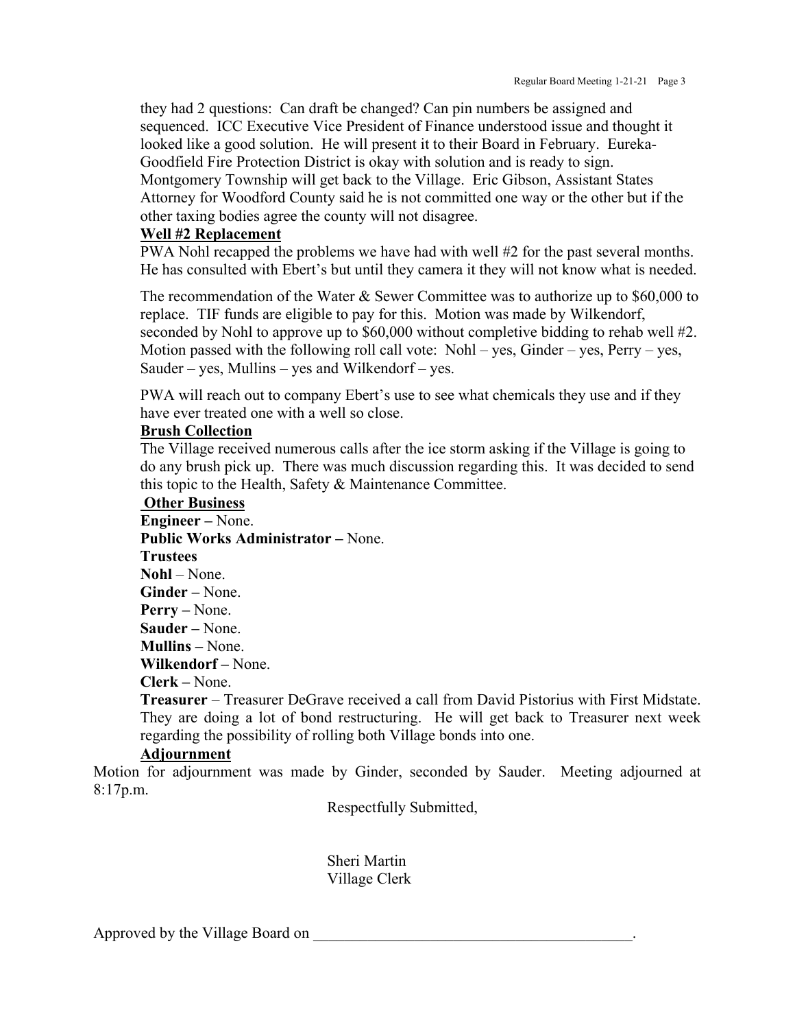they had 2 questions: Can draft be changed? Can pin numbers be assigned and sequenced. ICC Executive Vice President of Finance understood issue and thought it looked like a good solution. He will present it to their Board in February. Eureka-Goodfield Fire Protection District is okay with solution and is ready to sign. Montgomery Township will get back to the Village. Eric Gibson, Assistant States Attorney for Woodford County said he is not committed one way or the other but if the other taxing bodies agree the county will not disagree.

**Well #2 Replacement**

PWA Nohl recapped the problems we have had with well #2 for the past several months. He has consulted with Ebert's but until they camera it they will not know what is needed.

The recommendation of the Water & Sewer Committee was to authorize up to $60,000 to replace. TIF funds are eligible to pay for this. Motion was made by Wilkendorf, seconded by Nohl to approve up to $60,000 without completive bidding to rehab well #2. Motion passed with the following roll call vote: Nohl – yes, Ginder – yes, Perry – yes, Sauder – yes, Mullins – yes and Wilkendorf – yes.

PWA will reach out to company Ebert's use to see what chemicals they use and if they have ever treated one with a well so close.

**Brush Collection**

The Village received numerous calls after the ice storm asking if the Village is going to do any brush pick up. There was much discussion regarding this. It was decided to send this topic to the Health, Safety & Maintenance Committee.

**Other Business**

**Engineer –** None.
**Public Works Administrator –** None.
**Trustees**
**Nohl** – None.
**Ginder –** None.
**Perry –** None.
**Sauder –** None.
**Mullins –** None.
**Wilkendorf –** None.
**Clerk –** None.
**Treasurer** – Treasurer DeGrave received a call from David Pistorius with First Midstate. They are doing a lot of bond restructuring. He will get back to Treasurer next week regarding the possibility of rolling both Village bonds into one.

**Adjournment**

Motion for adjournment was made by Ginder, seconded by Sauder. Meeting adjourned at 8:17p.m.

Respectfully Submitted,

Sheri Martin
Village Clerk

Approved by the Village Board on ___________________________________________.